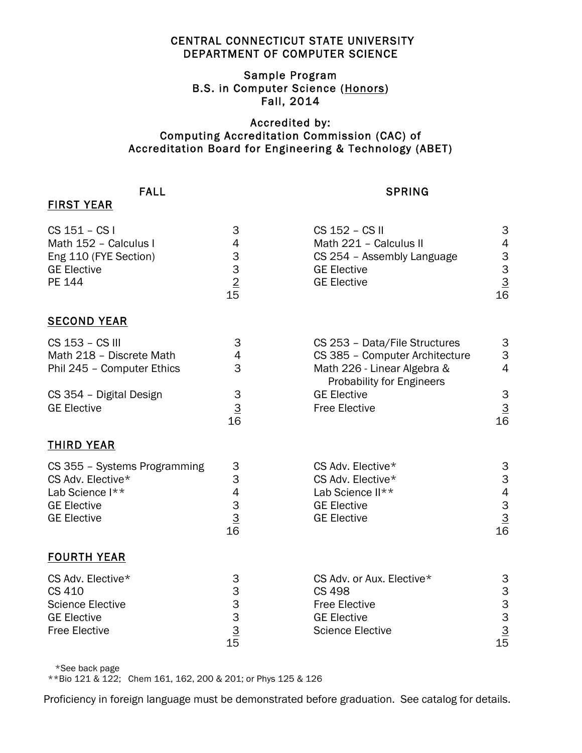# CENTRAL CONNECTICUT STATE UNIVERSITY
# DEPARTMENT OF COMPUTER SCIENCE

## Sample Program
## B.S. in Computer Science (Honors)
## Fall, 2014

### Accredited by:
### Computing Accreditation Commission (CAC) of Accreditation Board for Engineering & Technology (ABET)

## FIRST YEAR

| FALL | | SPRING | |
|---|---|---|---|
| CS 151 – CS I | 3 | CS 152 – CS II | 3 |
| Math 152 – Calculus I | 4 | Math 221 – Calculus II | 4 |
| Eng 110 (FYE Section) | 3 | CS 254 – Assembly Language | 3 |
| GE Elective | 3 | GE Elective | 3 |
| PE 144 | 2 | GE Elective | 3 |
| | 15 | | 16 |

## SECOND YEAR

| FALL | | SPRING | |
|---|---|---|---|
| CS 153 – CS III | 3 | CS 253 – Data/File Structures | 3 |
| Math 218 – Discrete Math | 4 | CS 385 – Computer Architecture | 3 |
| Phil 245 – Computer Ethics | 3 | Math 226 - Linear Algebra & Probability for Engineers | 4 |
| CS 354 – Digital Design | 3 | GE Elective | 3 |
| GE Elective | 3 | Free Elective | 3 |
| | 16 | | 16 |

## THIRD YEAR

| FALL | | SPRING | |
|---|---|---|---|
| CS 355 – Systems Programming | 3 | CS Adv. Elective* | 3 |
| CS Adv. Elective* | 3 | CS Adv. Elective* | 3 |
| Lab Science I** | 4 | Lab Science II** | 4 |
| GE Elective | 3 | GE Elective | 3 |
| GE Elective | 3 | GE Elective | 3 |
| | 16 | | 16 |

## FOURTH YEAR

| FALL | | SPRING | |
|---|---|---|---|
| CS Adv. Elective* | 3 | CS Adv. or Aux. Elective* | 3 |
| CS 410 | 3 | CS 498 | 3 |
| Science Elective | 3 | Free Elective | 3 |
| GE Elective | 3 | GE Elective | 3 |
| Free Elective | 3 | Science Elective | 3 |
| | 15 | | 15 |

*See back page

**Bio 121 & 122; Chem 161, 162, 200 & 201; or Phys 125 & 126

Proficiency in foreign language must be demonstrated before graduation. See catalog for details.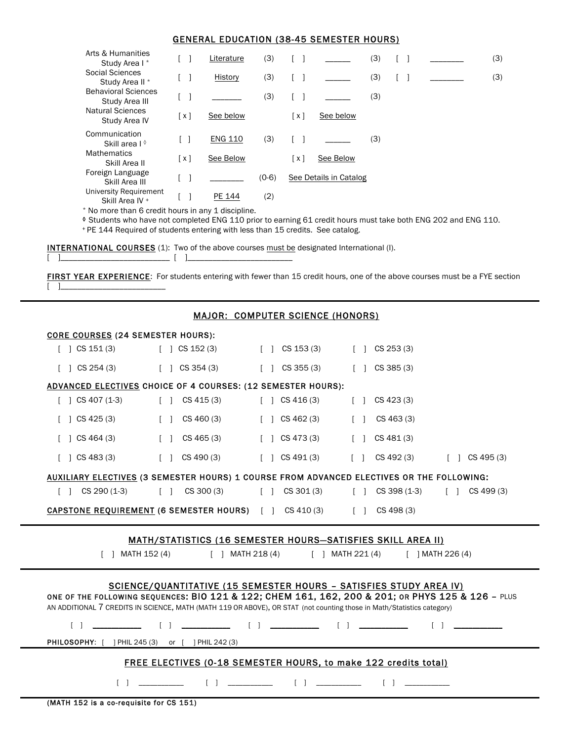## GENERAL EDUCATION (38-45 SEMESTER HOURS)

| | | | | | | | | | |
|---|---|---|---|---|---|---|---|---|---|
| Arts & Humanities Study Area I * | [ ] | Literature | (3) | [ ] | ______ | (3) | [ ] | ________ | (3) |
| Social Sciences Study Area II * | [ ] | History | (3) | [ ] | ______ | (3) | [ ] | ________ | (3) |
| Behavioral Sciences Study Area III | [ ] | _______ | (3) | [ ] | ______ | (3) | | | |
| Natural Sciences Study Area IV | [ x ] | See below | | [ x ] | See below | | | | |
| Communication Skill area I ◊ | [ ] | ENG 110 | (3) | [ ] | ______ | (3) | | | |
| Mathematics Skill Area II | [ x ] | See Below | | [ x ] | See Below | | | | |
| Foreign Language Skill Area III | [ ] | ________ | (0-6) | See Details in Catalog | | | | | |
| University Requirement Skill Area IV + | [ ] | PE 144 | (2) | | | | | | |

* No more than 6 credit hours in any 1 discipline.
◊ Students who have not completed ENG 110 prior to earning 61 credit hours must take both ENG 202 and ENG 110.
+ PE 144 Required of students entering with less than 15 credits. See catalog.

**INTERNATIONAL COURSES** (1): Two of the above courses must be designated International (I).
[ ]__________________________ [ ]_________________________

**FIRST YEAR EXPERIENCE**: For students entering with fewer than 15 credit hours, one of the above courses must be a FYE section
[ ]_________________________

## MAJOR: COMPUTER SCIENCE (HONORS)

**CORE COURSES (24 SEMESTER HOURS):**

[ ] CS 151 (3) [ ] CS 152 (3) [ ] CS 153 (3) [ ] CS 253 (3)

[ ] CS 254 (3) [ ] CS 354 (3) [ ] CS 355 (3) [ ] CS 385 (3)

**ADVANCED ELECTIVES CHOICE OF 4 COURSES: (12 SEMESTER HOURS):**

[ ] CS 407 (1-3) [ ] CS 415 (3) [ ] CS 416 (3) [ ] CS 423 (3)

[ ] CS 425 (3) [ ] CS 460 (3) [ ] CS 462 (3) [ ] CS 463 (3)

[ ] CS 464 (3) [ ] CS 465 (3) [ ] CS 473 (3) [ ] CS 481 (3)

[ ] CS 483 (3) [ ] CS 490 (3) [ ] CS 491 (3) [ ] CS 492 (3) [ ] CS 495 (3)

**AUXILIARY ELECTIVES (3 SEMESTER HOURS) 1 COURSE FROM ADVANCED ELECTIVES OR THE FOLLOWING:**

[ ] CS 290 (1-3) [ ] CS 300 (3) [ ] CS 301 (3) [ ] CS 398 (1-3) [ ] CS 499 (3)

**CAPSTONE REQUIREMENT (6 SEMESTER HOURS)** [ ] CS 410 (3) [ ] CS 498 (3)

## MATH/STATISTICS (16 SEMESTER HOURS—SATISFIES SKILL AREA II)

[ ] MATH 152 (4) [ ] MATH 218 (4) [ ] MATH 221 (4) [ ] MATH 226 (4)

## SCIENCE/QUANTITATIVE (15 SEMESTER HOURS – SATISFIES STUDY AREA IV)

ONE OF THE FOLLOWING SEQUENCES: BIO 121 & 122; CHEM 161, 162, 200 & 201; OR PHYS 125 & 126 – PLUS AN ADDITIONAL 7 CREDITS IN SCIENCE, MATH (MATH 119 OR ABOVE), OR STAT (not counting those in Math/Statistics category)

[ ] __________ [ ] __________ [ ] __________ [ ] __________ [ ] __________

**PHILOSOPHY**: [ ] PHIL 245 (3) or [ ] PHIL 242 (3)

## FREE ELECTIVES (0-18 SEMESTER HOURS, to make 122 credits total)

[ ] __________ [ ] __________ [ ] __________ [ ] __________

**(MATH 152 is a co-requisite for CS 151)**